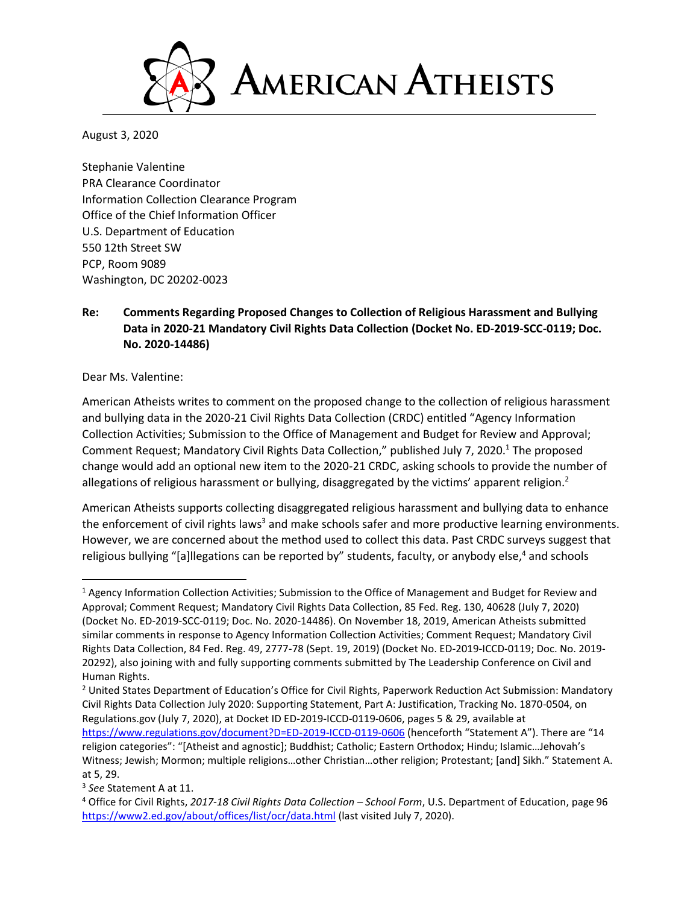# American Atheists

August 3, 2020

Stephanie Valentine
PRA Clearance Coordinator
Information Collection Clearance Program
Office of the Chief Information Officer
U.S. Department of Education
550 12th Street SW
PCP, Room 9089
Washington, DC 20202-0023

**Re: Comments Regarding Proposed Changes to Collection of Religious Harassment and Bullying Data in 2020-21 Mandatory Civil Rights Data Collection (Docket No. ED-2019-SCC-0119; Doc. No. 2020-14486)**

Dear Ms. Valentine:

American Atheists writes to comment on the proposed change to the collection of religious harassment and bullying data in the 2020-21 Civil Rights Data Collection (CRDC) entitled "Agency Information Collection Activities; Submission to the Office of Management and Budget for Review and Approval; Comment Request; Mandatory Civil Rights Data Collection," published July 7, 2020.[1] The proposed change would add an optional new item to the 2020-21 CRDC, asking schools to provide the number of allegations of religious harassment or bullying, disaggregated by the victims' apparent religion.[2]

American Atheists supports collecting disaggregated religious harassment and bullying data to enhance the enforcement of civil rights laws[3] and make schools safer and more productive learning environments. However, we are concerned about the method used to collect this data. Past CRDC surveys suggest that religious bullying "[a]llegations can be reported by" students, faculty, or anybody else,[4] and schools

---

[1] Agency Information Collection Activities; Submission to the Office of Management and Budget for Review and Approval; Comment Request; Mandatory Civil Rights Data Collection, 85 Fed. Reg. 130, 40628 (July 7, 2020) (Docket No. ED-2019-SCC-0119; Doc. No. 2020-14486). On November 18, 2019, American Atheists submitted similar comments in response to Agency Information Collection Activities; Comment Request; Mandatory Civil Rights Data Collection, 84 Fed. Reg. 49, 2777-78 (Sept. 19, 2019) (Docket No. ED-2019-ICCD-0119; Doc. No. 2019-20292), also joining with and fully supporting comments submitted by The Leadership Conference on Civil and Human Rights.

[2] United States Department of Education's Office for Civil Rights, Paperwork Reduction Act Submission: Mandatory Civil Rights Data Collection July 2020: Supporting Statement, Part A: Justification, Tracking No. 1870-0504, on Regulations.gov (July 7, 2020), at Docket ID ED-2019-ICCD-0119-0606, pages 5 & 29, available at https://www.regulations.gov/document?D=ED-2019-ICCD-0119-0606 (henceforth "Statement A"). There are "14 religion categories": "[Atheist and agnostic]; Buddhist; Catholic; Eastern Orthodox; Hindu; Islamic…Jehovah's Witness; Jewish; Mormon; multiple religions…other Christian…other religion; Protestant; [and] Sikh." Statement A. at 5, 29.

[3] *See* Statement A at 11.

[4] Office for Civil Rights, *2017-18 Civil Rights Data Collection – School Form*, U.S. Department of Education, page 96 https://www2.ed.gov/about/offices/list/ocr/data.html (last visited July 7, 2020).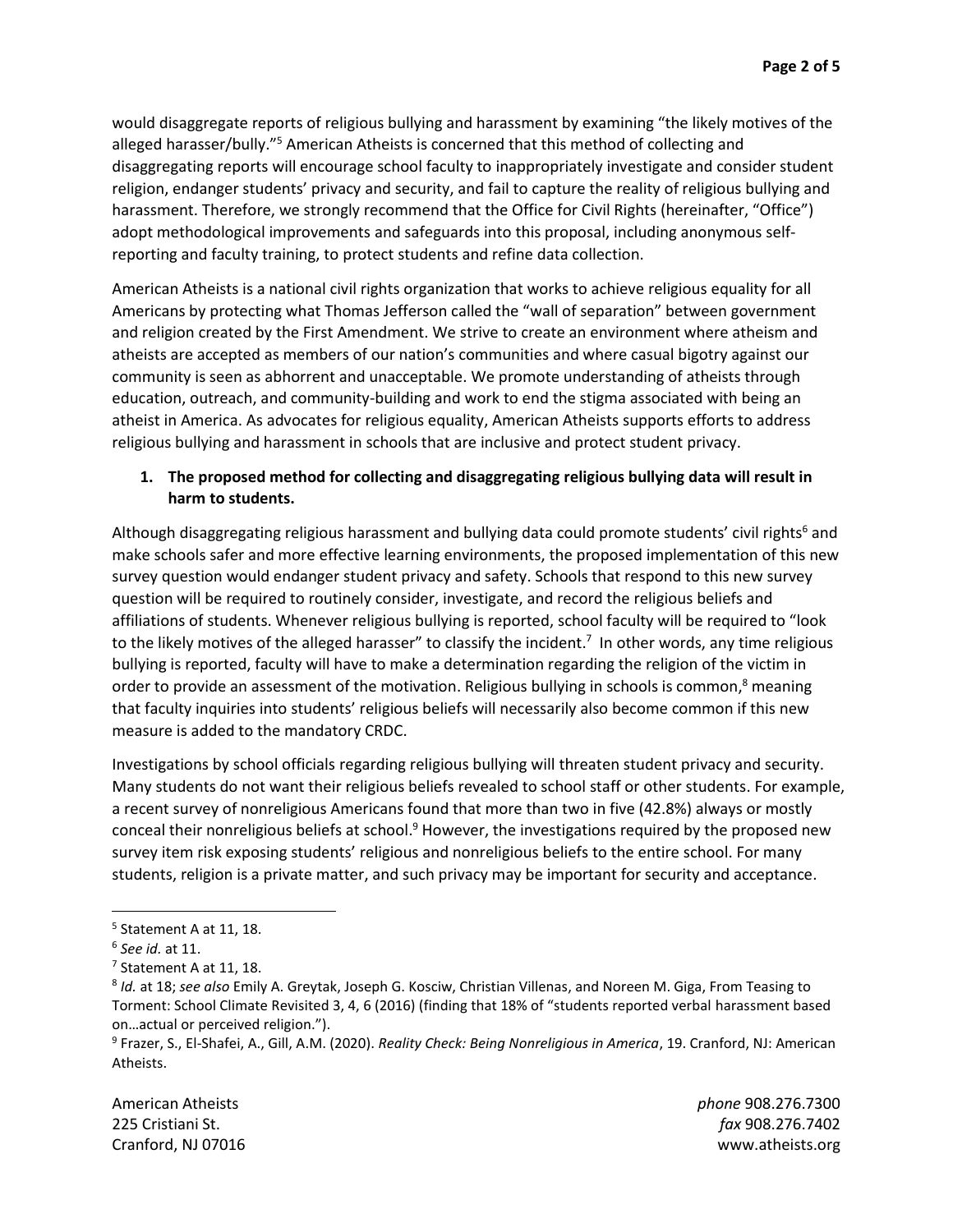would disaggregate reports of religious bullying and harassment by examining "the likely motives of the alleged harasser/bully."[5] American Atheists is concerned that this method of collecting and disaggregating reports will encourage school faculty to inappropriately investigate and consider student religion, endanger students' privacy and security, and fail to capture the reality of religious bullying and harassment. Therefore, we strongly recommend that the Office for Civil Rights (hereinafter, "Office") adopt methodological improvements and safeguards into this proposal, including anonymous self-reporting and faculty training, to protect students and refine data collection.

American Atheists is a national civil rights organization that works to achieve religious equality for all Americans by protecting what Thomas Jefferson called the "wall of separation" between government and religion created by the First Amendment. We strive to create an environment where atheism and atheists are accepted as members of our nation's communities and where casual bigotry against our community is seen as abhorrent and unacceptable. We promote understanding of atheists through education, outreach, and community-building and work to end the stigma associated with being an atheist in America. As advocates for religious equality, American Atheists supports efforts to address religious bullying and harassment in schools that are inclusive and protect student privacy.

1. **The proposed method for collecting and disaggregating religious bullying data will result in harm to students.**

Although disaggregating religious harassment and bullying data could promote students' civil rights[6] and make schools safer and more effective learning environments, the proposed implementation of this new survey question would endanger student privacy and safety. Schools that respond to this new survey question will be required to routinely consider, investigate, and record the religious beliefs and affiliations of students. Whenever religious bullying is reported, school faculty will be required to "look to the likely motives of the alleged harasser" to classify the incident.[7] In other words, any time religious bullying is reported, faculty will have to make a determination regarding the religion of the victim in order to provide an assessment of the motivation. Religious bullying in schools is common,[8] meaning that faculty inquiries into students' religious beliefs will necessarily also become common if this new measure is added to the mandatory CRDC.

Investigations by school officials regarding religious bullying will threaten student privacy and security. Many students do not want their religious beliefs revealed to school staff or other students. For example, a recent survey of nonreligious Americans found that more than two in five (42.8%) always or mostly conceal their nonreligious beliefs at school.[9] However, the investigations required by the proposed new survey item risk exposing students' religious and nonreligious beliefs to the entire school. For many students, religion is a private matter, and such privacy may be important for security and acceptance.

---

[5] Statement A at 11, 18.

[6] *See id.* at 11.

[7] Statement A at 11, 18.

[8] *Id.* at 18; *see also* Emily A. Greytak, Joseph G. Kosciw, Christian Villenas, and Noreen M. Giga, From Teasing to Torment: School Climate Revisited 3, 4, 6 (2016) (finding that 18% of "students reported verbal harassment based on…actual or perceived religion.").

[9] Frazer, S., El-Shafei, A., Gill, A.M. (2020). *Reality Check: Being Nonreligious in America*, 19. Cranford, NJ: American Atheists.

American Atheists
225 Cristiani St.
Cranford, NJ 07016

*phone* 908.276.7300
*fax* 908.276.7402
www.atheists.org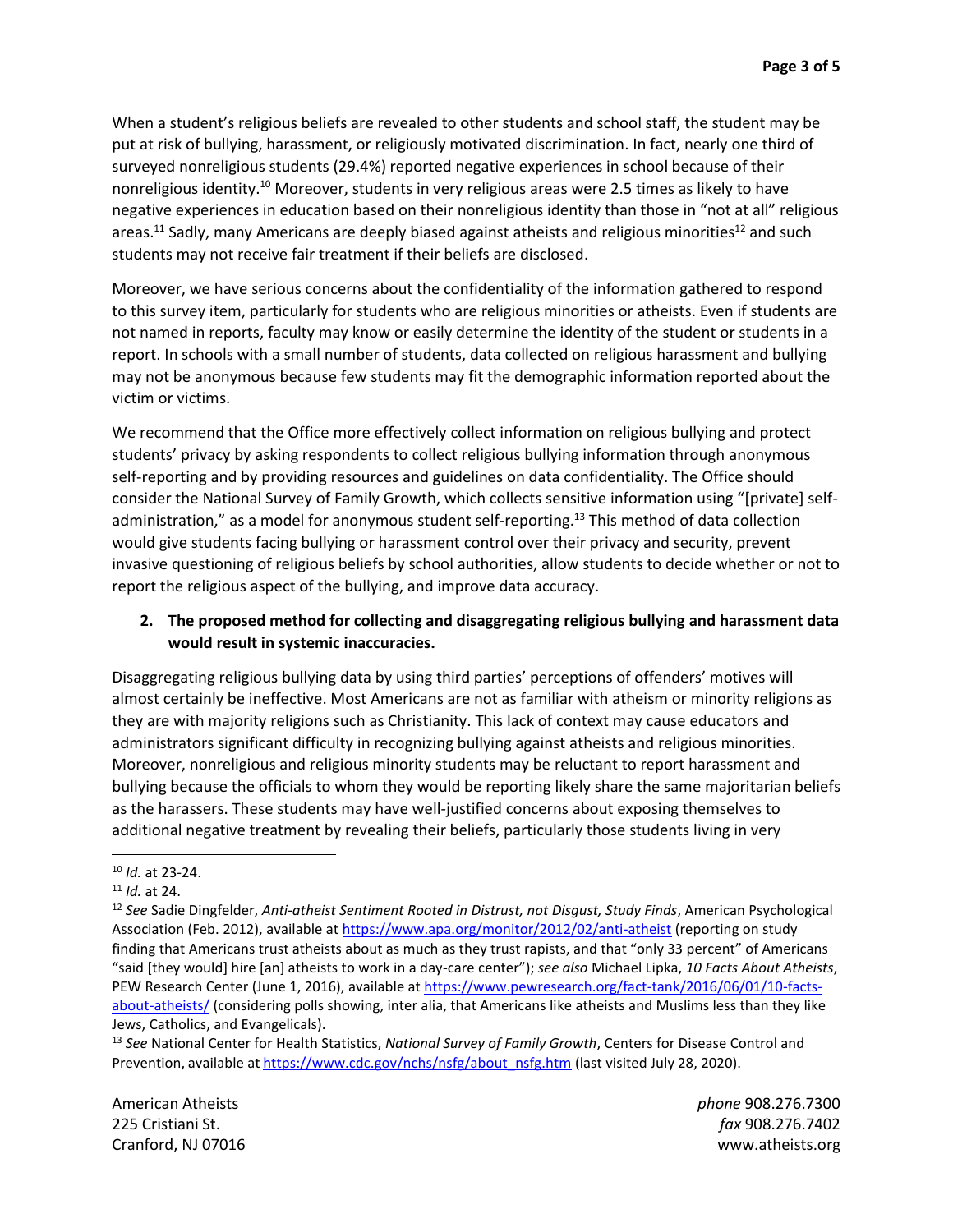When a student's religious beliefs are revealed to other students and school staff, the student may be put at risk of bullying, harassment, or religiously motivated discrimination. In fact, nearly one third of surveyed nonreligious students (29.4%) reported negative experiences in school because of their nonreligious identity.[10] Moreover, students in very religious areas were 2.5 times as likely to have negative experiences in education based on their nonreligious identity than those in "not at all" religious areas.[11] Sadly, many Americans are deeply biased against atheists and religious minorities[12] and such students may not receive fair treatment if their beliefs are disclosed.

Moreover, we have serious concerns about the confidentiality of the information gathered to respond to this survey item, particularly for students who are religious minorities or atheists. Even if students are not named in reports, faculty may know or easily determine the identity of the student or students in a report. In schools with a small number of students, data collected on religious harassment and bullying may not be anonymous because few students may fit the demographic information reported about the victim or victims.

We recommend that the Office more effectively collect information on religious bullying and protect students' privacy by asking respondents to collect religious bullying information through anonymous self-reporting and by providing resources and guidelines on data confidentiality. The Office should consider the National Survey of Family Growth, which collects sensitive information using "[private] self-administration," as a model for anonymous student self-reporting.[13] This method of data collection would give students facing bullying or harassment control over their privacy and security, prevent invasive questioning of religious beliefs by school authorities, allow students to decide whether or not to report the religious aspect of the bullying, and improve data accuracy.

2. **The proposed method for collecting and disaggregating religious bullying and harassment data would result in systemic inaccuracies.**

Disaggregating religious bullying data by using third parties' perceptions of offenders' motives will almost certainly be ineffective. Most Americans are not as familiar with atheism or minority religions as they are with majority religions such as Christianity. This lack of context may cause educators and administrators significant difficulty in recognizing bullying against atheists and religious minorities. Moreover, nonreligious and religious minority students may be reluctant to report harassment and bullying because the officials to whom they would be reporting likely share the same majoritarian beliefs as the harassers. These students may have well-justified concerns about exposing themselves to additional negative treatment by revealing their beliefs, particularly those students living in very

---

[10] *Id.* at 23-24.

[11] *Id.* at 24.

[12] *See* Sadie Dingfelder, *Anti-atheist Sentiment Rooted in Distrust, not Disgust, Study Finds*, American Psychological Association (Feb. 2012), available at https://www.apa.org/monitor/2012/02/anti-atheist (reporting on study finding that Americans trust atheists about as much as they trust rapists, and that "only 33 percent" of Americans "said [they would] hire [an] atheists to work in a day-care center"); *see also* Michael Lipka, *10 Facts About Atheists*, PEW Research Center (June 1, 2016), available at https://www.pewresearch.org/fact-tank/2016/06/01/10-facts-about-atheists/ (considering polls showing, inter alia, that Americans like atheists and Muslims less than they like Jews, Catholics, and Evangelicals).

[13] *See* National Center for Health Statistics, *National Survey of Family Growth*, Centers for Disease Control and Prevention, available at https://www.cdc.gov/nchs/nsfg/about_nsfg.htm (last visited July 28, 2020).

American Atheists
225 Cristiani St.
Cranford, NJ 07016

*phone* 908.276.7300
*fax* 908.276.7402
www.atheists.org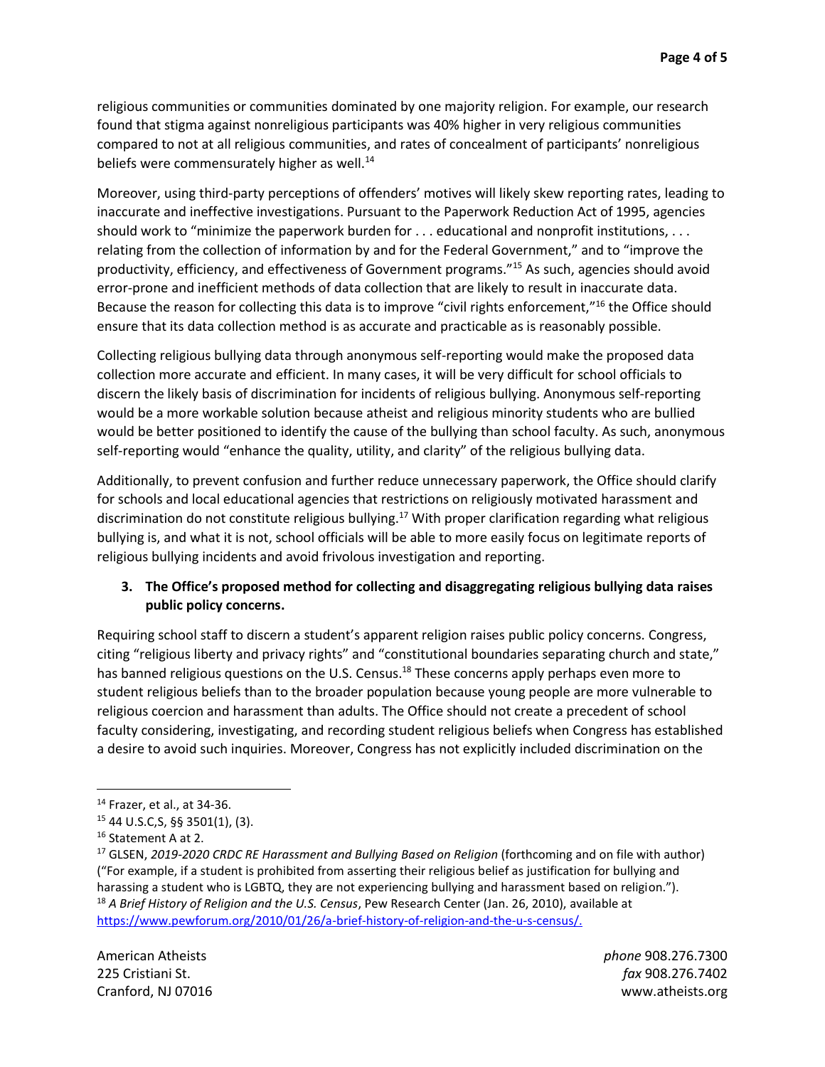religious communities or communities dominated by one majority religion. For example, our research found that stigma against nonreligious participants was 40% higher in very religious communities compared to not at all religious communities, and rates of concealment of participants' nonreligious beliefs were commensurately higher as well.[14]

Moreover, using third-party perceptions of offenders' motives will likely skew reporting rates, leading to inaccurate and ineffective investigations. Pursuant to the Paperwork Reduction Act of 1995, agencies should work to "minimize the paperwork burden for . . . educational and nonprofit institutions, . . . relating from the collection of information by and for the Federal Government," and to "improve the productivity, efficiency, and effectiveness of Government programs."[15] As such, agencies should avoid error-prone and inefficient methods of data collection that are likely to result in inaccurate data. Because the reason for collecting this data is to improve "civil rights enforcement,"[16] the Office should ensure that its data collection method is as accurate and practicable as is reasonably possible.

Collecting religious bullying data through anonymous self-reporting would make the proposed data collection more accurate and efficient. In many cases, it will be very difficult for school officials to discern the likely basis of discrimination for incidents of religious bullying. Anonymous self-reporting would be a more workable solution because atheist and religious minority students who are bullied would be better positioned to identify the cause of the bullying than school faculty. As such, anonymous self-reporting would "enhance the quality, utility, and clarity" of the religious bullying data.

Additionally, to prevent confusion and further reduce unnecessary paperwork, the Office should clarify for schools and local educational agencies that restrictions on religiously motivated harassment and discrimination do not constitute religious bullying.[17] With proper clarification regarding what religious bullying is, and what it is not, school officials will be able to more easily focus on legitimate reports of religious bullying incidents and avoid frivolous investigation and reporting.

**3. The Office's proposed method for collecting and disaggregating religious bullying data raises public policy concerns.**

Requiring school staff to discern a student's apparent religion raises public policy concerns. Congress, citing "religious liberty and privacy rights" and "constitutional boundaries separating church and state," has banned religious questions on the U.S. Census.[18] These concerns apply perhaps even more to student religious beliefs than to the broader population because young people are more vulnerable to religious coercion and harassment than adults. The Office should not create a precedent of school faculty considering, investigating, and recording student religious beliefs when Congress has established a desire to avoid such inquiries. Moreover, Congress has not explicitly included discrimination on the

---

[14] Frazer, et al., at 34-36.

[15] 44 U.S.C,S, §§ 3501(1), (3).

[16] Statement A at 2.

[17] GLSEN, *2019-2020 CRDC RE Harassment and Bullying Based on Religion* (forthcoming and on file with author) ("For example, if a student is prohibited from asserting their religious belief as justification for bullying and harassing a student who is LGBTQ, they are not experiencing bullying and harassment based on religion.").

[18] *A Brief History of Religion and the U.S. Census*, Pew Research Center (Jan. 26, 2010), available at https://www.pewforum.org/2010/01/26/a-brief-history-of-religion-and-the-u-s-census/.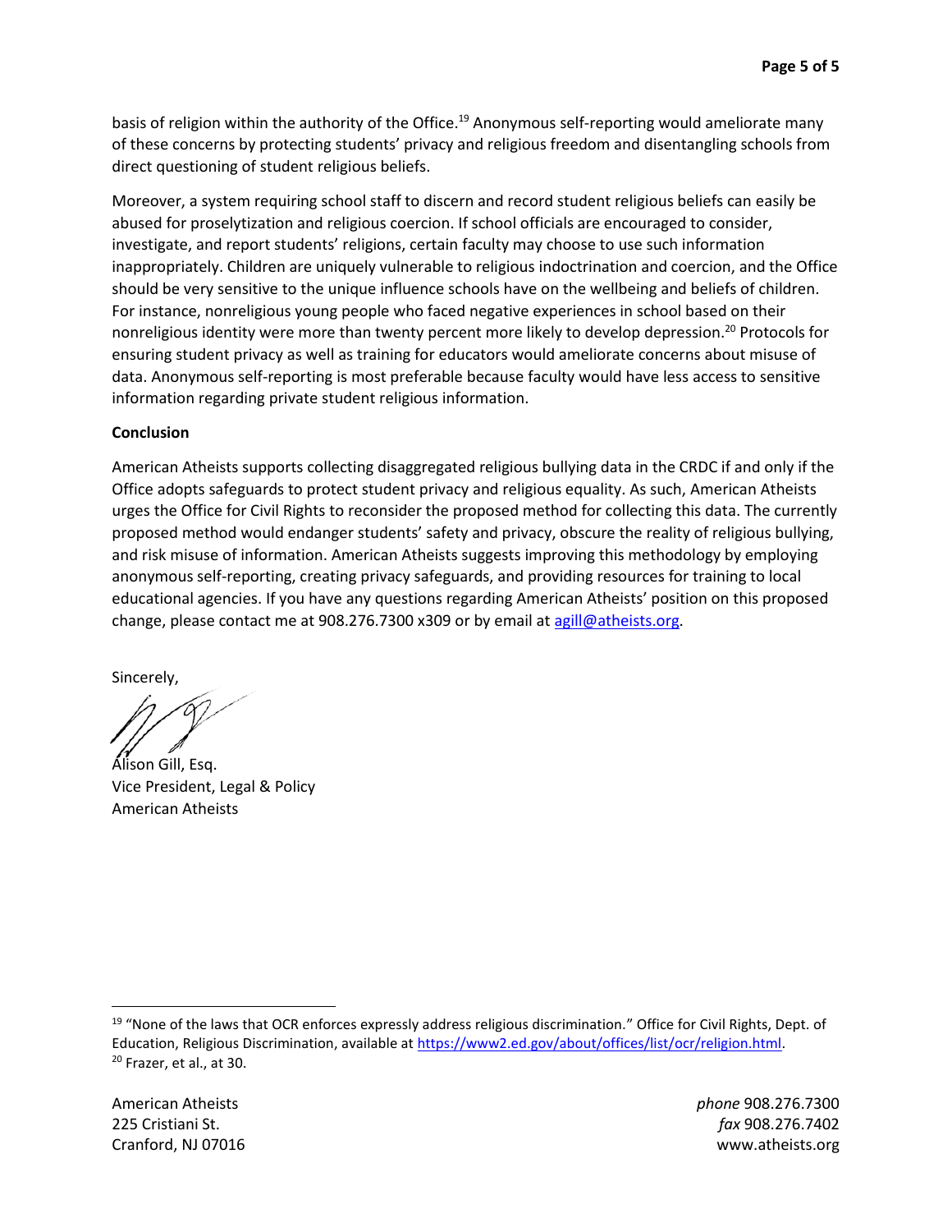basis of religion within the authority of the Office.[19] Anonymous self-reporting would ameliorate many of these concerns by protecting students' privacy and religious freedom and disentangling schools from direct questioning of student religious beliefs.

Moreover, a system requiring school staff to discern and record student religious beliefs can easily be abused for proselytization and religious coercion. If school officials are encouraged to consider, investigate, and report students' religions, certain faculty may choose to use such information inappropriately. Children are uniquely vulnerable to religious indoctrination and coercion, and the Office should be very sensitive to the unique influence schools have on the wellbeing and beliefs of children. For instance, nonreligious young people who faced negative experiences in school based on their nonreligious identity were more than twenty percent more likely to develop depression.[20] Protocols for ensuring student privacy as well as training for educators would ameliorate concerns about misuse of data. Anonymous self-reporting is most preferable because faculty would have less access to sensitive information regarding private student religious information.

**Conclusion**

American Atheists supports collecting disaggregated religious bullying data in the CRDC if and only if the Office adopts safeguards to protect student privacy and religious equality. As such, American Atheists urges the Office for Civil Rights to reconsider the proposed method for collecting this data. The currently proposed method would endanger students' safety and privacy, obscure the reality of religious bullying, and risk misuse of information. American Atheists suggests improving this methodology by employing anonymous self-reporting, creating privacy safeguards, and providing resources for training to local educational agencies. If you have any questions regarding American Atheists' position on this proposed change, please contact me at 908.276.7300 x309 or by email at agill@atheists.org.

Sincerely,

Alison Gill, Esq.
Vice President, Legal & Policy
American Atheists

---

[19] "None of the laws that OCR enforces expressly address religious discrimination." Office for Civil Rights, Dept. of Education, Religious Discrimination, available at https://www2.ed.gov/about/offices/list/ocr/religion.html.

[20] Frazer, et al., at 30.

American Atheists
225 Cristiani St.
Cranford, NJ 07016

*phone* 908.276.7300
*fax* 908.276.7402
www.atheists.org